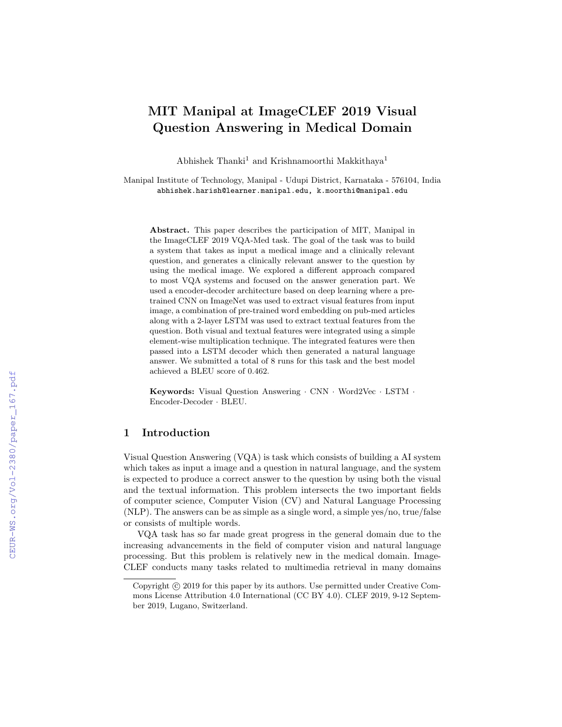# MIT Manipal at ImageCLEF 2019 Visual Question Answering in Medical Domain

Abhishek Thanki[1] and Krishnamoorthi Makkithaya[1]

Manipal Institute of Technology, Manipal - Udupi District, Karnataka - 576104, India
abhishek.harish@learner.manipal.edu, k.moorthi@manipal.edu

**Abstract.** This paper describes the participation of MIT, Manipal in the ImageCLEF 2019 VQA-Med task. The goal of the task was to build a system that takes as input a medical image and a clinically relevant question, and generates a clinically relevant answer to the question by using the medical image. We explored a different approach compared to most VQA systems and focused on the answer generation part. We used a encoder-decoder architecture based on deep learning where a pre-trained CNN on ImageNet was used to extract visual features from input image, a combination of pre-trained word embedding on pub-med articles along with a 2-layer LSTM was used to extract textual features from the question. Both visual and textual features were integrated using a simple element-wise multiplication technique. The integrated features were then passed into a LSTM decoder which then generated a natural language answer. We submitted a total of 8 runs for this task and the best model achieved a BLEU score of 0.462.

**Keywords:** Visual Question Answering · CNN · Word2Vec · LSTM · Encoder-Decoder · BLEU.

## 1 Introduction

Visual Question Answering (VQA) is task which consists of building a AI system which takes as input a image and a question in natural language, and the system is expected to produce a correct answer to the question by using both the visual and the textual information. This problem intersects the two important fields of computer science, Computer Vision (CV) and Natural Language Processing (NLP). The answers can be as simple as a single word, a simple yes/no, true/false or consists of multiple words.

VQA task has so far made great progress in the general domain due to the increasing advancements in the field of computer vision and natural language processing. But this problem is relatively new in the medical domain. ImageCLEF conducts many tasks related to multimedia retrieval in many domains

Copyright © 2019 for this paper by its authors. Use permitted under Creative Commons License Attribution 4.0 International (CC BY 4.0). CLEF 2019, 9-12 September 2019, Lugano, Switzerland.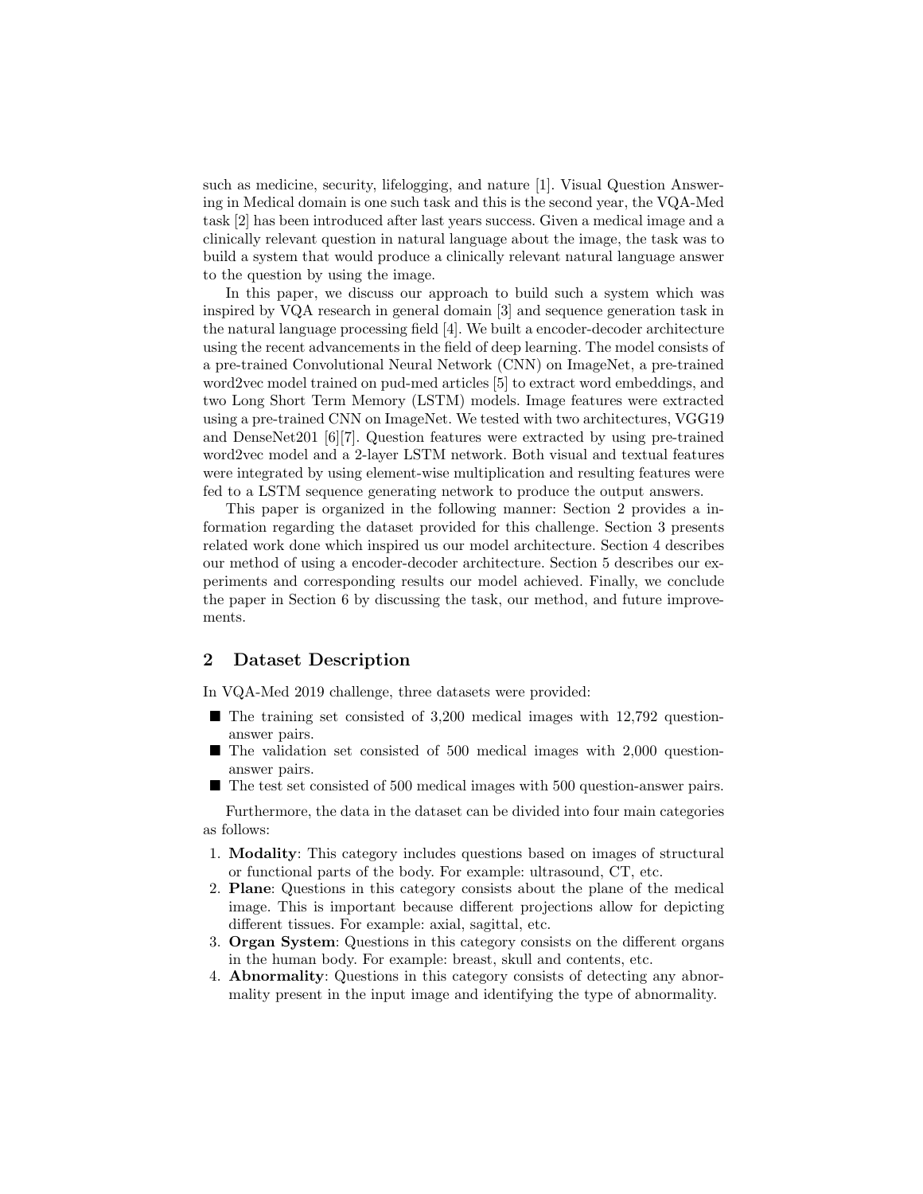such as medicine, security, lifelogging, and nature [1]. Visual Question Answering in Medical domain is one such task and this is the second year, the VQA-Med task [2] has been introduced after last years success. Given a medical image and a clinically relevant question in natural language about the image, the task was to build a system that would produce a clinically relevant natural language answer to the question by using the image.

In this paper, we discuss our approach to build such a system which was inspired by VQA research in general domain [3] and sequence generation task in the natural language processing field [4]. We built a encoder-decoder architecture using the recent advancements in the field of deep learning. The model consists of a pre-trained Convolutional Neural Network (CNN) on ImageNet, a pre-trained word2vec model trained on pud-med articles [5] to extract word embeddings, and two Long Short Term Memory (LSTM) models. Image features were extracted using a pre-trained CNN on ImageNet. We tested with two architectures, VGG19 and DenseNet201 [6][7]. Question features were extracted by using pre-trained word2vec model and a 2-layer LSTM network. Both visual and textual features were integrated by using element-wise multiplication and resulting features were fed to a LSTM sequence generating network to produce the output answers.

This paper is organized in the following manner: Section 2 provides a information regarding the dataset provided for this challenge. Section 3 presents related work done which inspired us our model architecture. Section 4 describes our method of using a encoder-decoder architecture. Section 5 describes our experiments and corresponding results our model achieved. Finally, we conclude the paper in Section 6 by discussing the task, our method, and future improvements.

## 2 Dataset Description

In VQA-Med 2019 challenge, three datasets were provided:

- The training set consisted of 3,200 medical images with 12,792 question-answer pairs.
- The validation set consisted of 500 medical images with 2,000 question-answer pairs.
- The test set consisted of 500 medical images with 500 question-answer pairs.

Furthermore, the data in the dataset can be divided into four main categories as follows:

1. **Modality**: This category includes questions based on images of structural or functional parts of the body. For example: ultrasound, CT, etc.
2. **Plane**: Questions in this category consists about the plane of the medical image. This is important because different projections allow for depicting different tissues. For example: axial, sagittal, etc.
3. **Organ System**: Questions in this category consists on the different organs in the human body. For example: breast, skull and contents, etc.
4. **Abnormality**: Questions in this category consists of detecting any abnormality present in the input image and identifying the type of abnormality.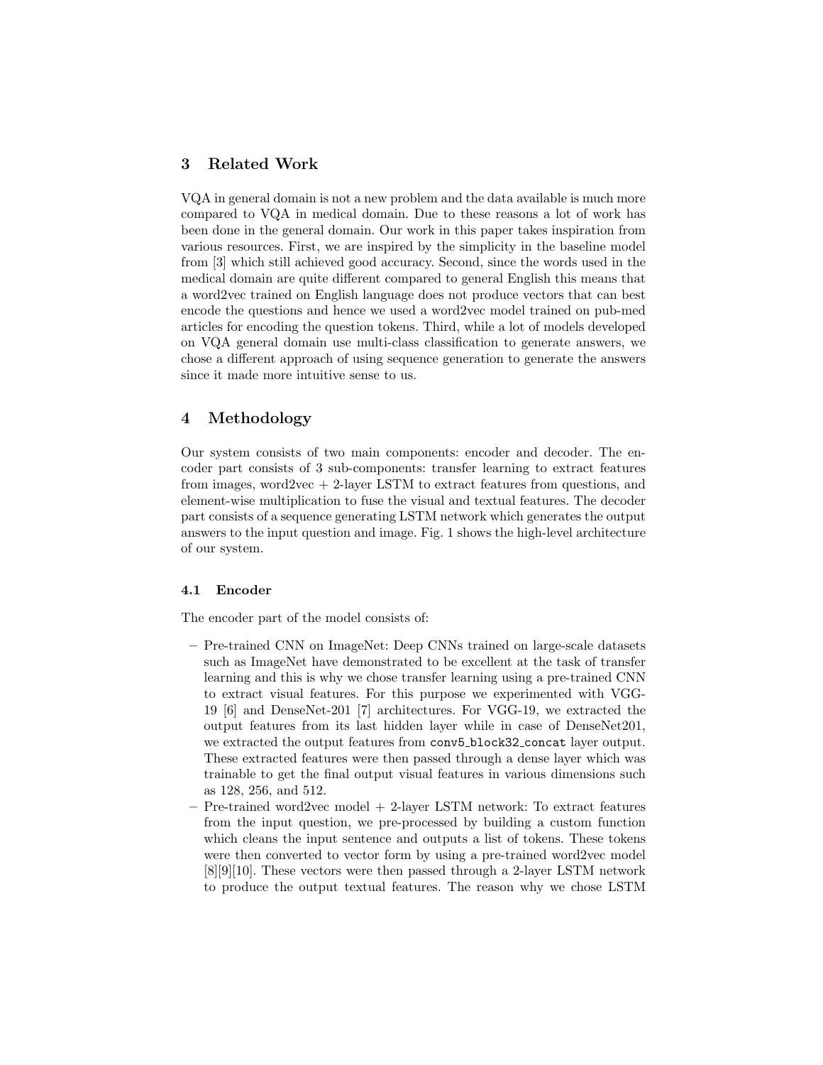## 3 Related Work

VQA in general domain is not a new problem and the data available is much more compared to VQA in medical domain. Due to these reasons a lot of work has been done in the general domain. Our work in this paper takes inspiration from various resources. First, we are inspired by the simplicity in the baseline model from [3] which still achieved good accuracy. Second, since the words used in the medical domain are quite different compared to general English this means that a word2vec trained on English language does not produce vectors that can best encode the questions and hence we used a word2vec model trained on pub-med articles for encoding the question tokens. Third, while a lot of models developed on VQA general domain use multi-class classification to generate answers, we chose a different approach of using sequence generation to generate the answers since it made more intuitive sense to us.

## 4 Methodology

Our system consists of two main components: encoder and decoder. The encoder part consists of 3 sub-components: transfer learning to extract features from images, word2vec + 2-layer LSTM to extract features from questions, and element-wise multiplication to fuse the visual and textual features. The decoder part consists of a sequence generating LSTM network which generates the output answers to the input question and image. Fig. 1 shows the high-level architecture of our system.

### 4.1 Encoder

The encoder part of the model consists of:

- Pre-trained CNN on ImageNet: Deep CNNs trained on large-scale datasets such as ImageNet have demonstrated to be excellent at the task of transfer learning and this is why we chose transfer learning using a pre-trained CNN to extract visual features. For this purpose we experimented with VGG-19 [6] and DenseNet-201 [7] architectures. For VGG-19, we extracted the output features from its last hidden layer while in case of DenseNet201, we extracted the output features from `conv5_block32_concat` layer output. These extracted features were then passed through a dense layer which was trainable to get the final output visual features in various dimensions such as 128, 256, and 512.
- Pre-trained word2vec model + 2-layer LSTM network: To extract features from the input question, we pre-processed by building a custom function which cleans the input sentence and outputs a list of tokens. These tokens were then converted to vector form by using a pre-trained word2vec model [8][9][10]. These vectors were then passed through a 2-layer LSTM network to produce the output textual features. The reason why we chose LSTM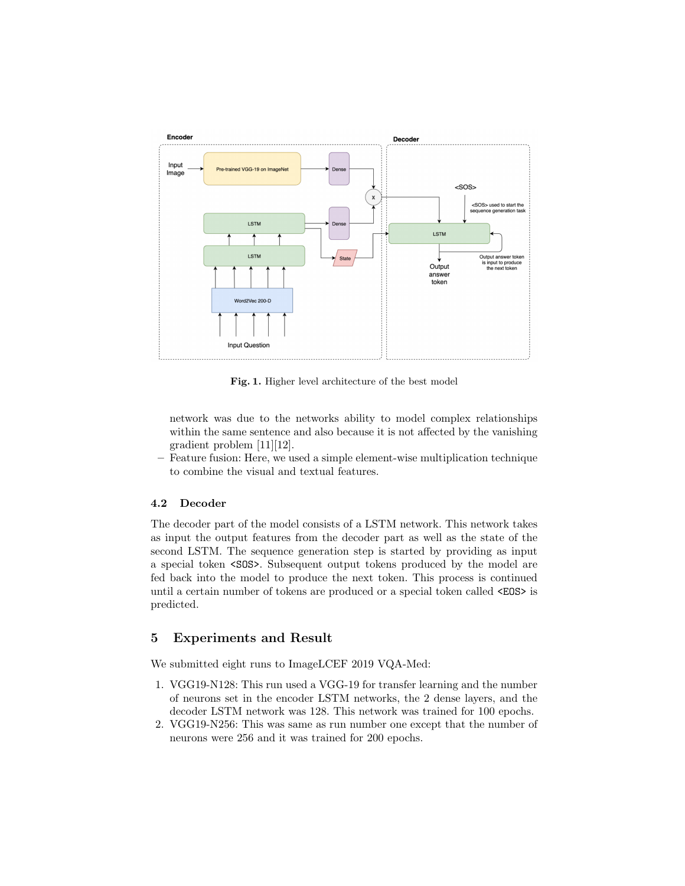**Fig. 1.** Higher level architecture of the best model

network was due to the networks ability to model complex relationships within the same sentence and also because it is not affected by the vanishing gradient problem [11][12].

– Feature fusion: Here, we used a simple element-wise multiplication technique to combine the visual and textual features.

### 4.2 Decoder

The decoder part of the model consists of a LSTM network. This network takes as input the output features from the decoder part as well as the state of the second LSTM. The sequence generation step is started by providing as input a special token `<SOS>`. Subsequent output tokens produced by the model are fed back into the model to produce the next token. This process is continued until a certain number of tokens are produced or a special token called `<EOS>` is predicted.

## 5 Experiments and Result

We submitted eight runs to ImageLCEF 2019 VQA-Med:

1. VGG19-N128: This run used a VGG-19 for transfer learning and the number of neurons set in the encoder LSTM networks, the 2 dense layers, and the decoder LSTM network was 128. This network was trained for 100 epochs.
2. VGG19-N256: This was same as run number one except that the number of neurons were 256 and it was trained for 200 epochs.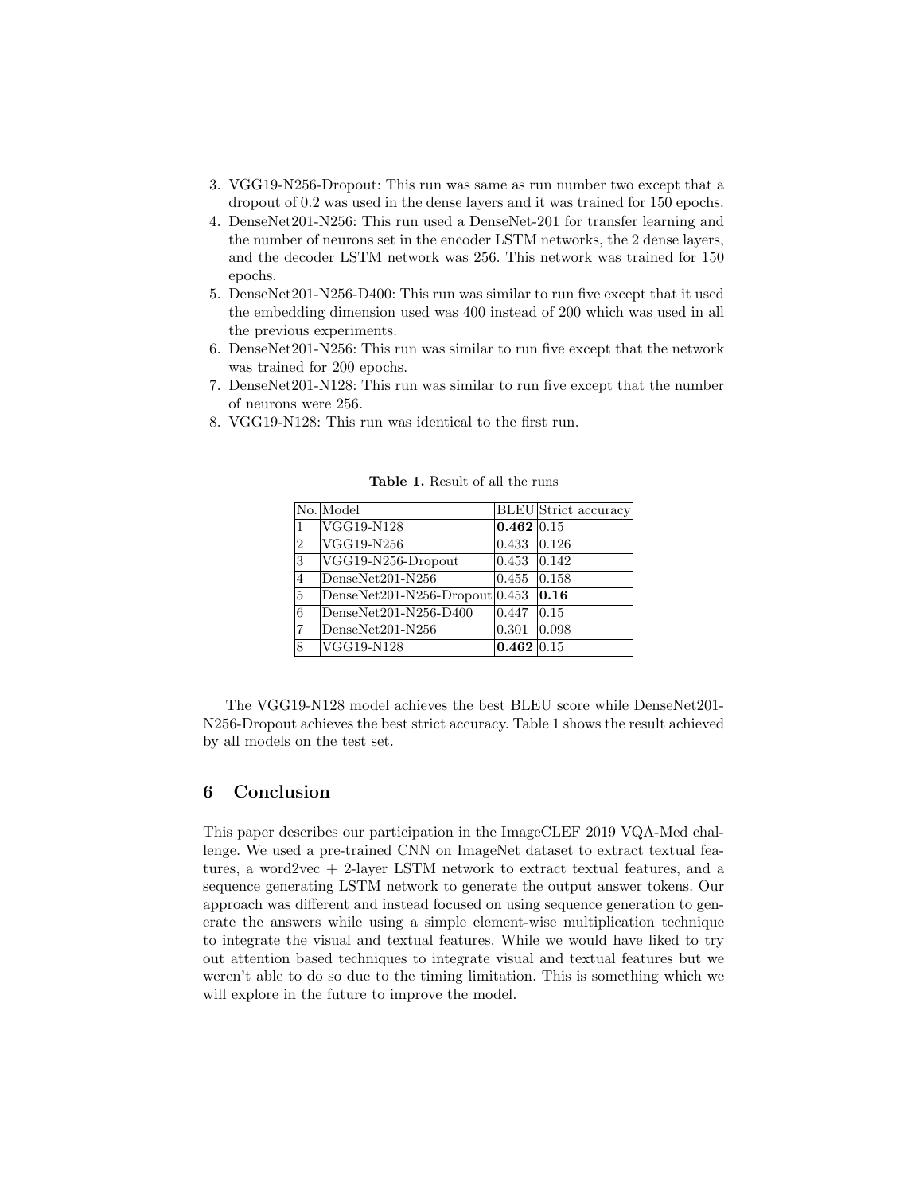3. VGG19-N256-Dropout: This run was same as run number two except that a dropout of 0.2 was used in the dense layers and it was trained for 150 epochs.
4. DenseNet201-N256: This run used a DenseNet-201 for transfer learning and the number of neurons set in the encoder LSTM networks, the 2 dense layers, and the decoder LSTM network was 256. This network was trained for 150 epochs.
5. DenseNet201-N256-D400: This run was similar to run five except that it used the embedding dimension used was 400 instead of 200 which was used in all the previous experiments.
6. DenseNet201-N256: This run was similar to run five except that the network was trained for 200 epochs.
7. DenseNet201-N128: This run was similar to run five except that the number of neurons were 256.
8. VGG19-N128: This run was identical to the first run.

**Table 1.** Result of all the runs

| No. | Model | BLEU | Strict accuracy |
|---|---|---|---|
| 1 | VGG19-N128 | **0.462** | 0.15 |
| 2 | VGG19-N256 | 0.433 | 0.126 |
| 3 | VGG19-N256-Dropout | 0.453 | 0.142 |
| 4 | DenseNet201-N256 | 0.455 | 0.158 |
| 5 | DenseNet201-N256-Dropout | 0.453 | **0.16** |
| 6 | DenseNet201-N256-D400 | 0.447 | 0.15 |
| 7 | DenseNet201-N256 | 0.301 | 0.098 |
| 8 | VGG19-N128 | **0.462** | 0.15 |

The VGG19-N128 model achieves the best BLEU score while DenseNet201-N256-Dropout achieves the best strict accuracy. Table 1 shows the result achieved by all models on the test set.

## 6 Conclusion

This paper describes our participation in the ImageCLEF 2019 VQA-Med challenge. We used a pre-trained CNN on ImageNet dataset to extract textual features, a word2vec + 2-layer LSTM network to extract textual features, and a sequence generating LSTM network to generate the output answer tokens. Our approach was different and instead focused on using sequence generation to generate the answers while using a simple element-wise multiplication technique to integrate the visual and textual features. While we would have liked to try out attention based techniques to integrate visual and textual features but we weren't able to do so due to the timing limitation. This is something which we will explore in the future to improve the model.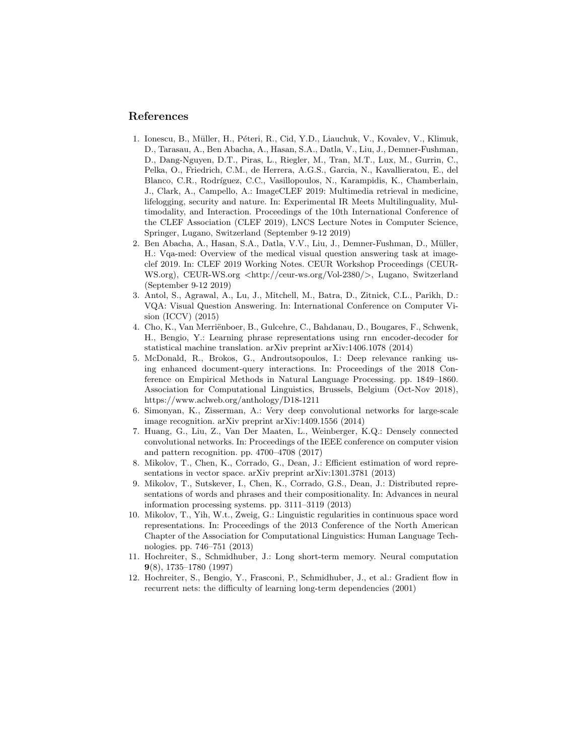## References

1. Ionescu, B., Müller, H., Péteri, R., Cid, Y.D., Liauchuk, V., Kovalev, V., Klimuk, D., Tarasau, A., Ben Abacha, A., Hasan, S.A., Datla, V., Liu, J., Demner-Fushman, D., Dang-Nguyen, D.T., Piras, L., Riegler, M., Tran, M.T., Lux, M., Gurrin, C., Pelka, O., Friedrich, C.M., de Herrera, A.G.S., Garcia, N., Kavallieratou, E., del Blanco, C.R., Rodríguez, C.C., Vasillopoulos, N., Karampidis, K., Chamberlain, J., Clark, A., Campello, A.: ImageCLEF 2019: Multimedia retrieval in medicine, lifelogging, security and nature. In: Experimental IR Meets Multilinguality, Multimodality, and Interaction. Proceedings of the 10th International Conference of the CLEF Association (CLEF 2019), LNCS Lecture Notes in Computer Science, Springer, Lugano, Switzerland (September 9-12 2019)
2. Ben Abacha, A., Hasan, S.A., Datla, V.V., Liu, J., Demner-Fushman, D., Müller, H.: Vqa-med: Overview of the medical visual question answering task at imageclef 2019. In: CLEF 2019 Working Notes. CEUR Workshop Proceedings (CEUR-WS.org), CEUR-WS.org <http://ceur-ws.org/Vol-2380/>, Lugano, Switzerland (September 9-12 2019)
3. Antol, S., Agrawal, A., Lu, J., Mitchell, M., Batra, D., Zitnick, C.L., Parikh, D.: VQA: Visual Question Answering. In: International Conference on Computer Vision (ICCV) (2015)
4. Cho, K., Van Merriënboer, B., Gulcehre, C., Bahdanau, D., Bougares, F., Schwenk, H., Bengio, Y.: Learning phrase representations using rnn encoder-decoder for statistical machine translation. arXiv preprint arXiv:1406.1078 (2014)
5. McDonald, R., Brokos, G., Androutsopoulos, I.: Deep relevance ranking using enhanced document-query interactions. In: Proceedings of the 2018 Conference on Empirical Methods in Natural Language Processing. pp. 1849–1860. Association for Computational Linguistics, Brussels, Belgium (Oct-Nov 2018), https://www.aclweb.org/anthology/D18-1211
6. Simonyan, K., Zisserman, A.: Very deep convolutional networks for large-scale image recognition. arXiv preprint arXiv:1409.1556 (2014)
7. Huang, G., Liu, Z., Van Der Maaten, L., Weinberger, K.Q.: Densely connected convolutional networks. In: Proceedings of the IEEE conference on computer vision and pattern recognition. pp. 4700–4708 (2017)
8. Mikolov, T., Chen, K., Corrado, G., Dean, J.: Efficient estimation of word representations in vector space. arXiv preprint arXiv:1301.3781 (2013)
9. Mikolov, T., Sutskever, I., Chen, K., Corrado, G.S., Dean, J.: Distributed representations of words and phrases and their compositionality. In: Advances in neural information processing systems. pp. 3111–3119 (2013)
10. Mikolov, T., Yih, W.t., Zweig, G.: Linguistic regularities in continuous space word representations. In: Proceedings of the 2013 Conference of the North American Chapter of the Association for Computational Linguistics: Human Language Technologies. pp. 746–751 (2013)
11. Hochreiter, S., Schmidhuber, J.: Long short-term memory. Neural computation **9**(8), 1735–1780 (1997)
12. Hochreiter, S., Bengio, Y., Frasconi, P., Schmidhuber, J., et al.: Gradient flow in recurrent nets: the difficulty of learning long-term dependencies (2001)